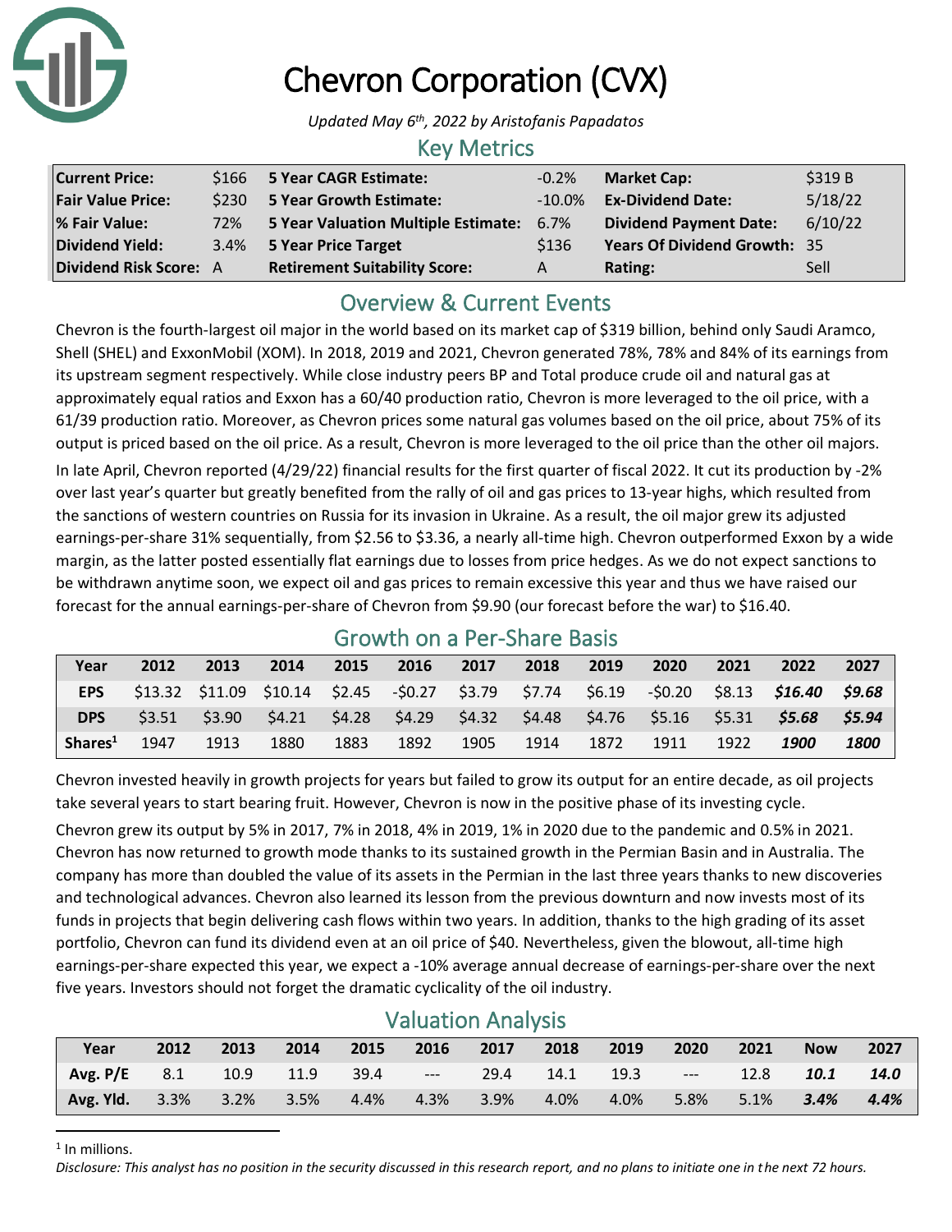# Chevron Corporation (CVX)

*Updated May 6th, 2022 by Aristofanis Papadatos*

## Key Metrics

| | | | | | |
|---|---|---|---|---|---|
| **Current Price:** | $166 | **5 Year CAGR Estimate:** | -0.2% | **Market Cap:** | $319 B |
| **Fair Value Price:** | $230 | **5 Year Growth Estimate:** | -10.0% | **Ex-Dividend Date:** | 5/18/22 |
| **% Fair Value:** | 72% | **5 Year Valuation Multiple Estimate:** | 6.7% | **Dividend Payment Date:** | 6/10/22 |
| **Dividend Yield:** | 3.4% | **5 Year Price Target** | $136 | **Years Of Dividend Growth:** | 35 |
| **Dividend Risk Score:** | A | **Retirement Suitability Score:** | A | **Rating:** | Sell |

## Overview & Current Events

Chevron is the fourth-largest oil major in the world based on its market cap of $319 billion, behind only Saudi Aramco, Shell (SHEL) and ExxonMobil (XOM). In 2018, 2019 and 2021, Chevron generated 78%, 78% and 84% of its earnings from its upstream segment respectively. While close industry peers BP and Total produce crude oil and natural gas at approximately equal ratios and Exxon has a 60/40 production ratio, Chevron is more leveraged to the oil price, with a 61/39 production ratio. Moreover, as Chevron prices some natural gas volumes based on the oil price, about 75% of its output is priced based on the oil price. As a result, Chevron is more leveraged to the oil price than the other oil majors.

In late April, Chevron reported (4/29/22) financial results for the first quarter of fiscal 2022. It cut its production by -2% over last year's quarter but greatly benefited from the rally of oil and gas prices to 13-year highs, which resulted from the sanctions of western countries on Russia for its invasion in Ukraine. As a result, the oil major grew its adjusted earnings-per-share 31% sequentially, from $2.56 to $3.36, a nearly all-time high. Chevron outperformed Exxon by a wide margin, as the latter posted essentially flat earnings due to losses from price hedges. As we do not expect sanctions to be withdrawn anytime soon, we expect oil and gas prices to remain excessive this year and thus we have raised our forecast for the annual earnings-per-share of Chevron from $9.90 (our forecast before the war) to $16.40.

## Growth on a Per-Share Basis

| Year | 2012 | 2013 | 2014 | 2015 | 2016 | 2017 | 2018 | 2019 | 2020 | 2021 | 2022 | 2027 |
|---|---|---|---|---|---|---|---|---|---|---|---|---|
| **EPS** | $13.32 | $11.09 | $10.14 | $2.45 | -$0.27 | $3.79 | $7.74 | $6.19 | -$0.20 | $8.13 | ***$16.40*** | ***$9.68*** |
| **DPS** | $3.51 | $3.90 | $4.21 | $4.28 | $4.29 | $4.32 | $4.48 | $4.76 | $5.16 | $5.31 | ***$5.68*** | ***$5.94*** |
| **Shares**[1] | 1947 | 1913 | 1880 | 1883 | 1892 | 1905 | 1914 | 1872 | 1911 | 1922 | ***1900*** | ***1800*** |

Chevron invested heavily in growth projects for years but failed to grow its output for an entire decade, as oil projects take several years to start bearing fruit. However, Chevron is now in the positive phase of its investing cycle.

Chevron grew its output by 5% in 2017, 7% in 2018, 4% in 2019, 1% in 2020 due to the pandemic and 0.5% in 2021. Chevron has now returned to growth mode thanks to its sustained growth in the Permian Basin and in Australia. The company has more than doubled the value of its assets in the Permian in the last three years thanks to new discoveries and technological advances. Chevron also learned its lesson from the previous downturn and now invests most of its funds in projects that begin delivering cash flows within two years. In addition, thanks to the high grading of its asset portfolio, Chevron can fund its dividend even at an oil price of $40. Nevertheless, given the blowout, all-time high earnings-per-share expected this year, we expect a -10% average annual decrease of earnings-per-share over the next five years. Investors should not forget the dramatic cyclicality of the oil industry.

## Valuation Analysis

| Year | 2012 | 2013 | 2014 | 2015 | 2016 | 2017 | 2018 | 2019 | 2020 | 2021 | Now | 2027 |
|---|---|---|---|---|---|---|---|---|---|---|---|---|
| **Avg. P/E** | 8.1 | 10.9 | 11.9 | 39.4 | --- | 29.4 | 14.1 | 19.3 | --- | 12.8 | ***10.1*** | ***14.0*** |
| **Avg. Yld.** | 3.3% | 3.2% | 3.5% | 4.4% | 4.3% | 3.9% | 4.0% | 4.0% | 5.8% | 5.1% | ***3.4%*** | ***4.4%*** |

[1] In millions.

*Disclosure: This analyst has no position in the security discussed in this research report, and no plans to initiate one in the next 72 hours.*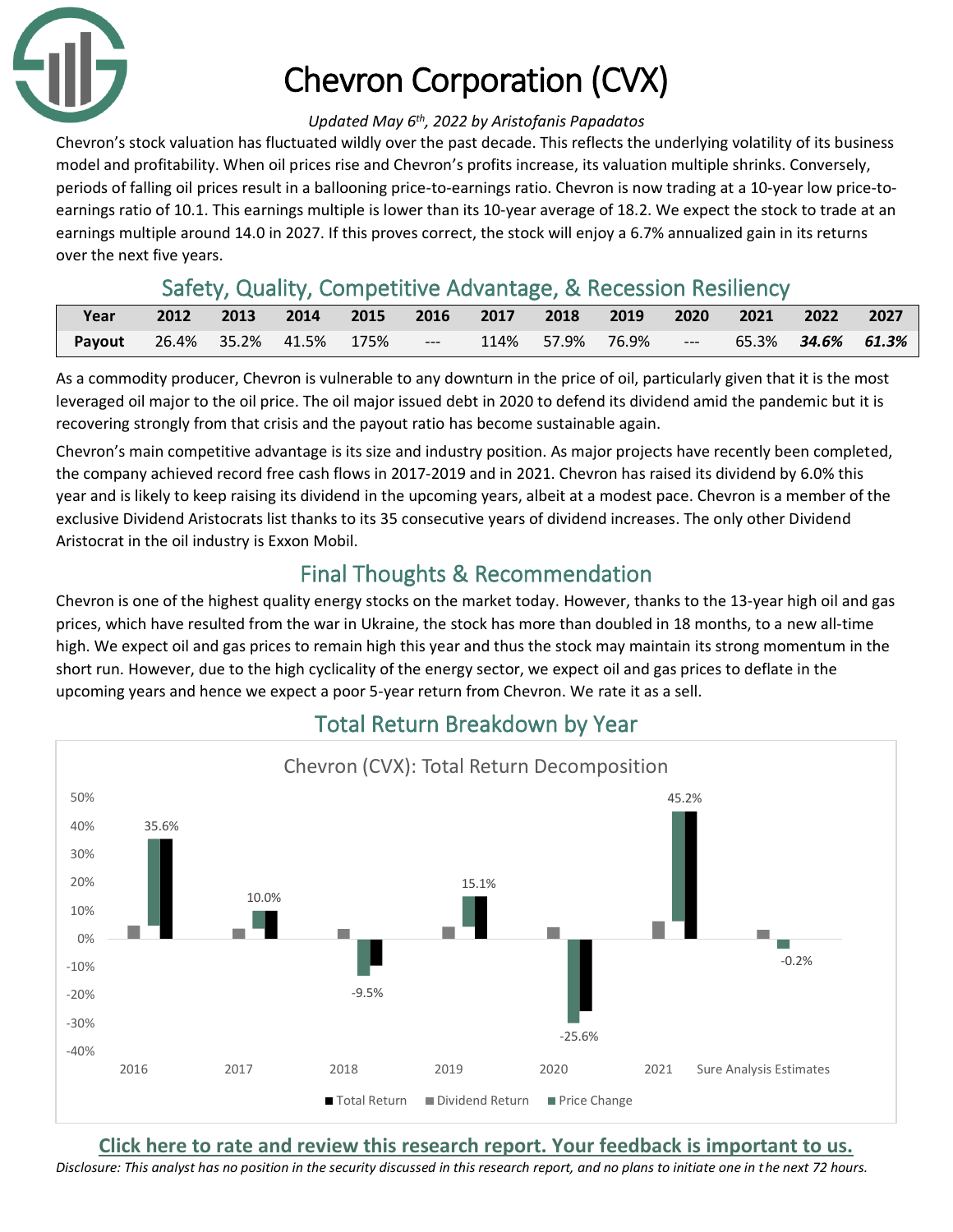# Chevron Corporation (CVX)

*Updated May 6th, 2022 by Aristofanis Papadatos*

Chevron's stock valuation has fluctuated wildly over the past decade. This reflects the underlying volatility of its business model and profitability. When oil prices rise and Chevron's profits increase, its valuation multiple shrinks. Conversely, periods of falling oil prices result in a ballooning price-to-earnings ratio. Chevron is now trading at a 10-year low price-to-earnings ratio of 10.1. This earnings multiple is lower than its 10-year average of 18.2. We expect the stock to trade at an earnings multiple around 14.0 in 2027. If this proves correct, the stock will enjoy a 6.7% annualized gain in its returns over the next five years.

## Safety, Quality, Competitive Advantage, & Recession Resiliency

| Year | 2012 | 2013 | 2014 | 2015 | 2016 | 2017 | 2018 | 2019 | 2020 | 2021 | 2022 | 2027 |
|---|---|---|---|---|---|---|---|---|---|---|---|---|
| Payout | 26.4% | 35.2% | 41.5% | 175% | --- | 114% | 57.9% | 76.9% | --- | 65.3% | ***34.6%*** | ***61.3%*** |

As a commodity producer, Chevron is vulnerable to any downturn in the price of oil, particularly given that it is the most leveraged oil major to the oil price. The oil major issued debt in 2020 to defend its dividend amid the pandemic but it is recovering strongly from that crisis and the payout ratio has become sustainable again.

Chevron's main competitive advantage is its size and industry position. As major projects have recently been completed, the company achieved record free cash flows in 2017-2019 and in 2021. Chevron has raised its dividend by 6.0% this year and is likely to keep raising its dividend in the upcoming years, albeit at a modest pace. Chevron is a member of the exclusive Dividend Aristocrats list thanks to its 35 consecutive years of dividend increases. The only other Dividend Aristocrat in the oil industry is Exxon Mobil.

## Final Thoughts & Recommendation

Chevron is one of the highest quality energy stocks on the market today. However, thanks to the 13-year high oil and gas prices, which have resulted from the war in Ukraine, the stock has more than doubled in 18 months, to a new all-time high. We expect oil and gas prices to remain high this year and thus the stock may maintain its strong momentum in the short run. However, due to the high cyclicality of the energy sector, we expect oil and gas prices to deflate in the upcoming years and hence we expect a poor 5-year return from Chevron. We rate it as a sell.

## Total Return Breakdown by Year

Chevron (CVX): Total Return Decomposition

| | 2016 | 2017 | 2018 | 2019 | 2020 | 2021 | Sure Analysis Estimates |
|---|---|---|---|---|---|---|---|
| Total Return | 35.6% | 10.0% | -9.5% | 15.1% | -25.6% | 45.2% | -0.2% |

Legend: Total Return, Dividend Return, Price Change

**Click here to rate and review this research report. Your feedback is important to us.**

*Disclosure: This analyst has no position in the security discussed in this research report, and no plans to initiate one in the next 72 hours.*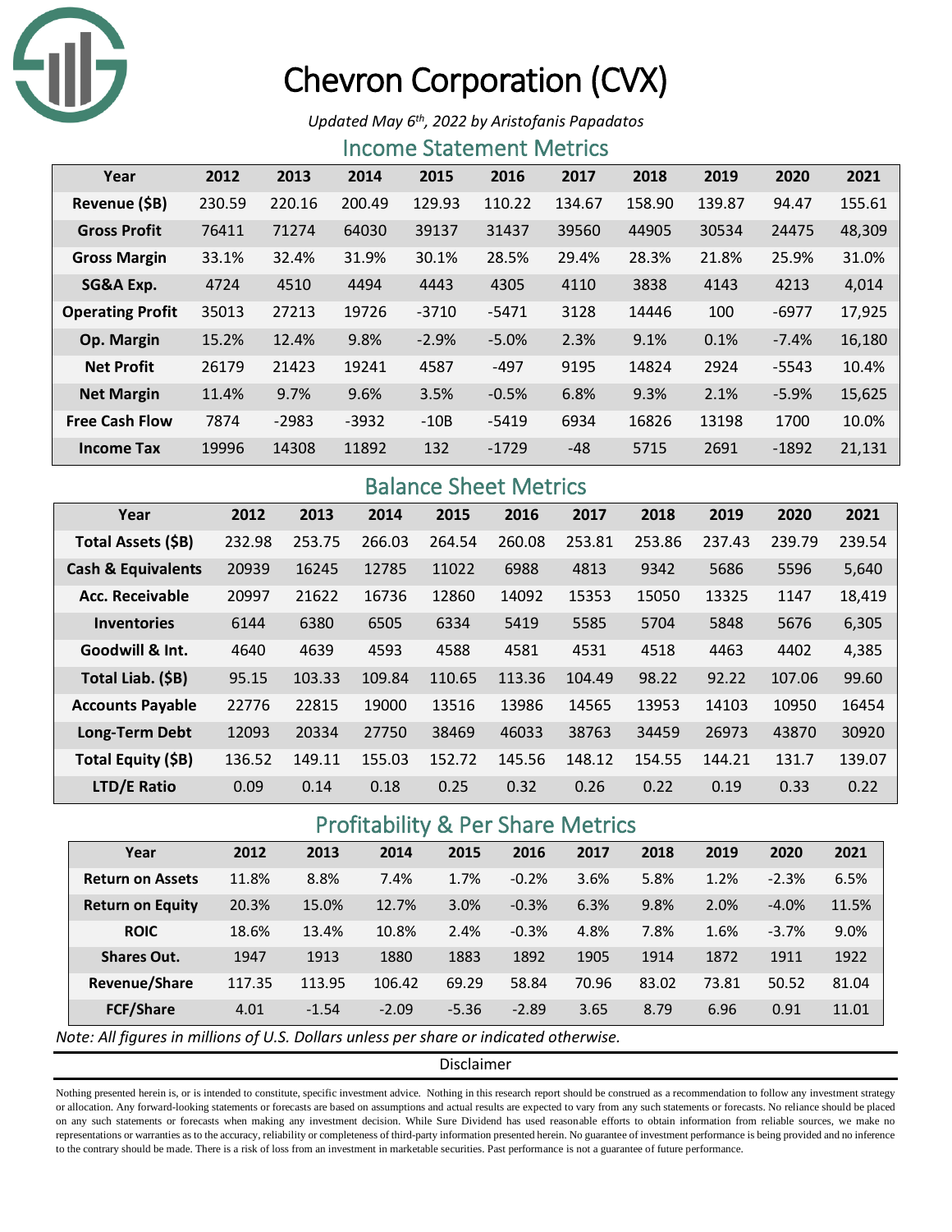# Chevron Corporation (CVX)

*Updated May 6th, 2022 by Aristofanis Papadatos*

## Income Statement Metrics

| Year | 2012 | 2013 | 2014 | 2015 | 2016 | 2017 | 2018 | 2019 | 2020 | 2021 |
|---|---|---|---|---|---|---|---|---|---|---|
| **Revenue ($B)** | 230.59 | 220.16 | 200.49 | 129.93 | 110.22 | 134.67 | 158.90 | 139.87 | 94.47 | 155.61 |
| **Gross Profit** | 76411 | 71274 | 64030 | 39137 | 31437 | 39560 | 44905 | 30534 | 24475 | 48,309 |
| **Gross Margin** | 33.1% | 32.4% | 31.9% | 30.1% | 28.5% | 29.4% | 28.3% | 21.8% | 25.9% | 31.0% |
| **SG&A Exp.** | 4724 | 4510 | 4494 | 4443 | 4305 | 4110 | 3838 | 4143 | 4213 | 4,014 |
| **Operating Profit** | 35013 | 27213 | 19726 | -3710 | -5471 | 3128 | 14446 | 100 | -6977 | 17,925 |
| **Op. Margin** | 15.2% | 12.4% | 9.8% | -2.9% | -5.0% | 2.3% | 9.1% | 0.1% | -7.4% | 16,180 |
| **Net Profit** | 26179 | 21423 | 19241 | 4587 | -497 | 9195 | 14824 | 2924 | -5543 | 10.4% |
| **Net Margin** | 11.4% | 9.7% | 9.6% | 3.5% | -0.5% | 6.8% | 9.3% | 2.1% | -5.9% | 15,625 |
| **Free Cash Flow** | 7874 | -2983 | -3932 | -10B | -5419 | 6934 | 16826 | 13198 | 1700 | 10.0% |
| **Income Tax** | 19996 | 14308 | 11892 | 132 | -1729 | -48 | 5715 | 2691 | -1892 | 21,131 |

## Balance Sheet Metrics

| Year | 2012 | 2013 | 2014 | 2015 | 2016 | 2017 | 2018 | 2019 | 2020 | 2021 |
|---|---|---|---|---|---|---|---|---|---|---|
| **Total Assets ($B)** | 232.98 | 253.75 | 266.03 | 264.54 | 260.08 | 253.81 | 253.86 | 237.43 | 239.79 | 239.54 |
| **Cash & Equivalents** | 20939 | 16245 | 12785 | 11022 | 6988 | 4813 | 9342 | 5686 | 5596 | 5,640 |
| **Acc. Receivable** | 20997 | 21622 | 16736 | 12860 | 14092 | 15353 | 15050 | 13325 | 1147 | 18,419 |
| **Inventories** | 6144 | 6380 | 6505 | 6334 | 5419 | 5585 | 5704 | 5848 | 5676 | 6,305 |
| **Goodwill & Int.** | 4640 | 4639 | 4593 | 4588 | 4581 | 4531 | 4518 | 4463 | 4402 | 4,385 |
| **Total Liab. ($B)** | 95.15 | 103.33 | 109.84 | 110.65 | 113.36 | 104.49 | 98.22 | 92.22 | 107.06 | 99.60 |
| **Accounts Payable** | 22776 | 22815 | 19000 | 13516 | 13986 | 14565 | 13953 | 14103 | 10950 | 16454 |
| **Long-Term Debt** | 12093 | 20334 | 27750 | 38469 | 46033 | 38763 | 34459 | 26973 | 43870 | 30920 |
| **Total Equity ($B)** | 136.52 | 149.11 | 155.03 | 152.72 | 145.56 | 148.12 | 154.55 | 144.21 | 131.7 | 139.07 |
| **LTD/E Ratio** | 0.09 | 0.14 | 0.18 | 0.25 | 0.32 | 0.26 | 0.22 | 0.19 | 0.33 | 0.22 |

## Profitability & Per Share Metrics

| Year | 2012 | 2013 | 2014 | 2015 | 2016 | 2017 | 2018 | 2019 | 2020 | 2021 |
|---|---|---|---|---|---|---|---|---|---|---|
| **Return on Assets** | 11.8% | 8.8% | 7.4% | 1.7% | -0.2% | 3.6% | 5.8% | 1.2% | -2.3% | 6.5% |
| **Return on Equity** | 20.3% | 15.0% | 12.7% | 3.0% | -0.3% | 6.3% | 9.8% | 2.0% | -4.0% | 11.5% |
| **ROIC** | 18.6% | 13.4% | 10.8% | 2.4% | -0.3% | 4.8% | 7.8% | 1.6% | -3.7% | 9.0% |
| **Shares Out.** | 1947 | 1913 | 1880 | 1883 | 1892 | 1905 | 1914 | 1872 | 1911 | 1922 |
| **Revenue/Share** | 117.35 | 113.95 | 106.42 | 69.29 | 58.84 | 70.96 | 83.02 | 73.81 | 50.52 | 81.04 |
| **FCF/Share** | 4.01 | -1.54 | -2.09 | -5.36 | -2.89 | 3.65 | 8.79 | 6.96 | 0.91 | 11.01 |

*Note: All figures in millions of U.S. Dollars unless per share or indicated otherwise.*

Disclaimer

Nothing presented herein is, or is intended to constitute, specific investment advice. Nothing in this research report should be construed as a recommendation to follow any investment strategy or allocation. Any forward-looking statements or forecasts are based on assumptions and actual results are expected to vary from any such statements or forecasts. No reliance should be placed on any such statements or forecasts when making any investment decision. While Sure Dividend has used reasonable efforts to obtain information from reliable sources, we make no representations or warranties as to the accuracy, reliability or completeness of third-party information presented herein. No guarantee of investment performance is being provided and no inference to the contrary should be made. There is a risk of loss from an investment in marketable securities. Past performance is not a guarantee of future performance.